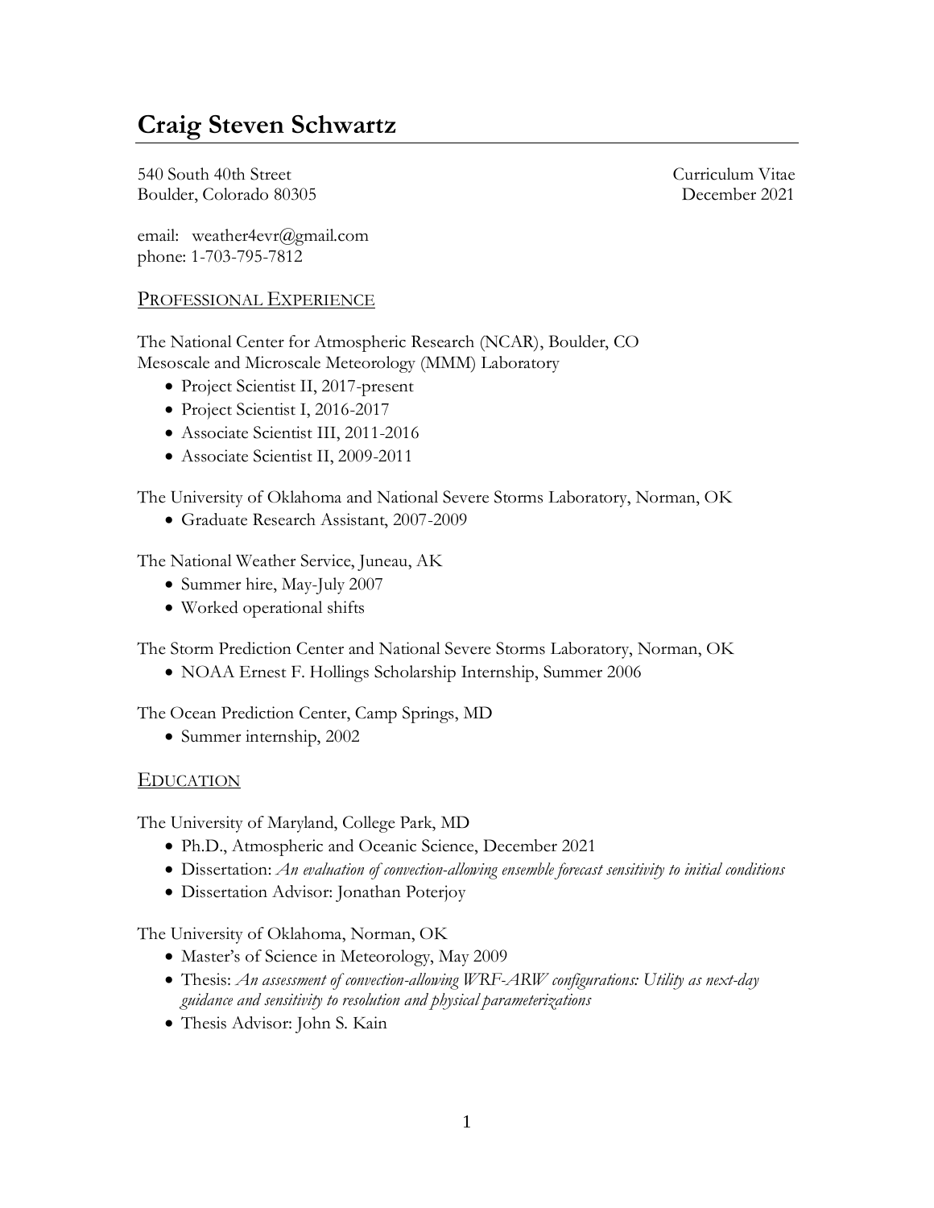# Craig Steven Schwartz

540 South 40th Street
Boulder, Colorado 80305

Curriculum Vitae
December 2021

email: weather4evr@gmail.com
phone: 1-703-795-7812

## PROFESSIONAL EXPERIENCE

The National Center for Atmospheric Research (NCAR), Boulder, CO
Mesoscale and Microscale Meteorology (MMM) Laboratory

- Project Scientist II, 2017-present
- Project Scientist I, 2016-2017
- Associate Scientist III, 2011-2016
- Associate Scientist II, 2009-2011

The University of Oklahoma and National Severe Storms Laboratory, Norman, OK

- Graduate Research Assistant, 2007-2009

The National Weather Service, Juneau, AK

- Summer hire, May-July 2007
- Worked operational shifts

The Storm Prediction Center and National Severe Storms Laboratory, Norman, OK

- NOAA Ernest F. Hollings Scholarship Internship, Summer 2006

The Ocean Prediction Center, Camp Springs, MD

- Summer internship, 2002

## EDUCATION

The University of Maryland, College Park, MD

- Ph.D., Atmospheric and Oceanic Science, December 2021
- Dissertation: *An evaluation of convection-allowing ensemble forecast sensitivity to initial conditions*
- Dissertation Advisor: Jonathan Poterjoy

The University of Oklahoma, Norman, OK

- Master's of Science in Meteorology, May 2009
- Thesis: *An assessment of convection-allowing WRF-ARW configurations: Utility as next-day guidance and sensitivity to resolution and physical parameterizations*
- Thesis Advisor: John S. Kain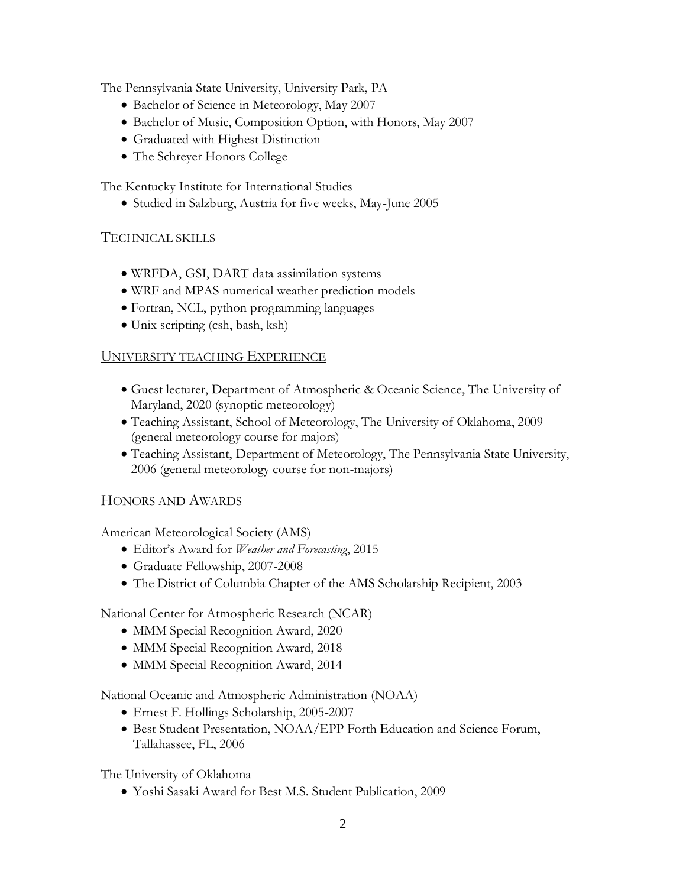The Pennsylvania State University, University Park, PA

- Bachelor of Science in Meteorology, May 2007
- Bachelor of Music, Composition Option, with Honors, May 2007
- Graduated with Highest Distinction
- The Schreyer Honors College

The Kentucky Institute for International Studies

- Studied in Salzburg, Austria for five weeks, May-June 2005

## TECHNICAL SKILLS

- WRFDA, GSI, DART data assimilation systems
- WRF and MPAS numerical weather prediction models
- Fortran, NCL, python programming languages
- Unix scripting (csh, bash, ksh)

## UNIVERSITY TEACHING EXPERIENCE

- Guest lecturer, Department of Atmospheric & Oceanic Science, The University of Maryland, 2020 (synoptic meteorology)
- Teaching Assistant, School of Meteorology, The University of Oklahoma, 2009 (general meteorology course for majors)
- Teaching Assistant, Department of Meteorology, The Pennsylvania State University, 2006 (general meteorology course for non-majors)

## HONORS AND AWARDS

American Meteorological Society (AMS)

- Editor's Award for *Weather and Forecasting*, 2015
- Graduate Fellowship, 2007-2008
- The District of Columbia Chapter of the AMS Scholarship Recipient, 2003

National Center for Atmospheric Research (NCAR)

- MMM Special Recognition Award, 2020
- MMM Special Recognition Award, 2018
- MMM Special Recognition Award, 2014

National Oceanic and Atmospheric Administration (NOAA)

- Ernest F. Hollings Scholarship, 2005-2007
- Best Student Presentation, NOAA/EPP Forth Education and Science Forum, Tallahassee, FL, 2006

The University of Oklahoma

- Yoshi Sasaki Award for Best M.S. Student Publication, 2009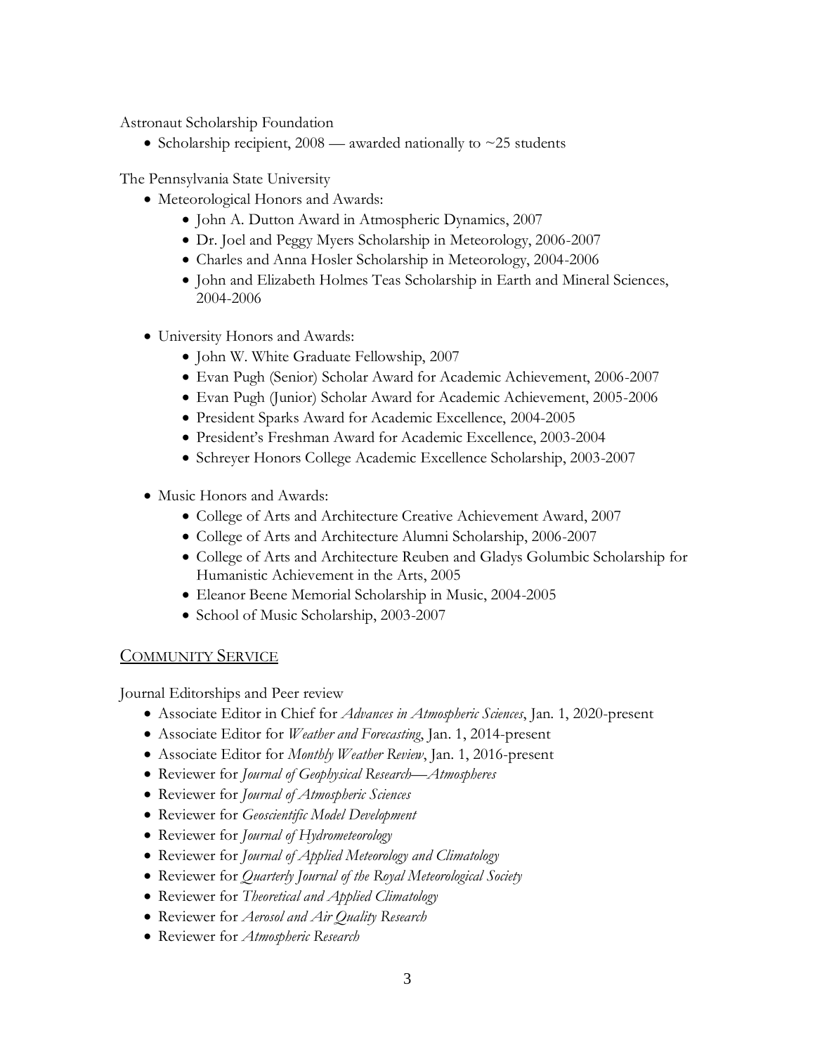Astronaut Scholarship Foundation

- Scholarship recipient, 2008 — awarded nationally to ~25 students

The Pennsylvania State University

- Meteorological Honors and Awards:
    - John A. Dutton Award in Atmospheric Dynamics, 2007
    - Dr. Joel and Peggy Myers Scholarship in Meteorology, 2006-2007
    - Charles and Anna Hosler Scholarship in Meteorology, 2004-2006
    - John and Elizabeth Holmes Teas Scholarship in Earth and Mineral Sciences, 2004-2006

- University Honors and Awards:
    - John W. White Graduate Fellowship, 2007
    - Evan Pugh (Senior) Scholar Award for Academic Achievement, 2006-2007
    - Evan Pugh (Junior) Scholar Award for Academic Achievement, 2005-2006
    - President Sparks Award for Academic Excellence, 2004-2005
    - President's Freshman Award for Academic Excellence, 2003-2004
    - Schreyer Honors College Academic Excellence Scholarship, 2003-2007

- Music Honors and Awards:
    - College of Arts and Architecture Creative Achievement Award, 2007
    - College of Arts and Architecture Alumni Scholarship, 2006-2007
    - College of Arts and Architecture Reuben and Gladys Golumbic Scholarship for Humanistic Achievement in the Arts, 2005
    - Eleanor Beene Memorial Scholarship in Music, 2004-2005
    - School of Music Scholarship, 2003-2007

## COMMUNITY SERVICE

Journal Editorships and Peer review

- Associate Editor in Chief for *Advances in Atmospheric Sciences*, Jan. 1, 2020-present
- Associate Editor for *Weather and Forecasting*, Jan. 1, 2014-present
- Associate Editor for *Monthly Weather Review*, Jan. 1, 2016-present
- Reviewer for *Journal of Geophysical Research—Atmospheres*
- Reviewer for *Journal of Atmospheric Sciences*
- Reviewer for *Geoscientific Model Development*
- Reviewer for *Journal of Hydrometeorology*
- Reviewer for *Journal of Applied Meteorology and Climatology*
- Reviewer for *Quarterly Journal of the Royal Meteorological Society*
- Reviewer for *Theoretical and Applied Climatology*
- Reviewer for *Aerosol and Air Quality Research*
- Reviewer for *Atmospheric Research*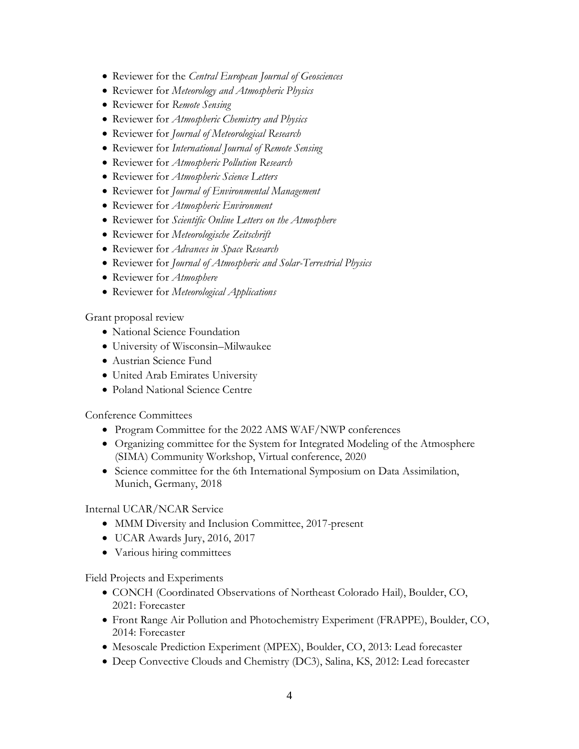- Reviewer for the *Central European Journal of Geosciences*
- Reviewer for *Meteorology and Atmospheric Physics*
- Reviewer for *Remote Sensing*
- Reviewer for *Atmospheric Chemistry and Physics*
- Reviewer for *Journal of Meteorological Research*
- Reviewer for *International Journal of Remote Sensing*
- Reviewer for *Atmospheric Pollution Research*
- Reviewer for *Atmospheric Science Letters*
- Reviewer for *Journal of Environmental Management*
- Reviewer for *Atmospheric Environment*
- Reviewer for *Scientific Online Letters on the Atmosphere*
- Reviewer for *Meteorologische Zeitschrift*
- Reviewer for *Advances in Space Research*
- Reviewer for *Journal of Atmospheric and Solar-Terrestrial Physics*
- Reviewer for *Atmosphere*
- Reviewer for *Meteorological Applications*

Grant proposal review

- National Science Foundation
- University of Wisconsin–Milwaukee
- Austrian Science Fund
- United Arab Emirates University
- Poland National Science Centre

Conference Committees

- Program Committee for the 2022 AMS WAF/NWP conferences
- Organizing committee for the System for Integrated Modeling of the Atmosphere (SIMA) Community Workshop, Virtual conference, 2020
- Science committee for the 6th International Symposium on Data Assimilation, Munich, Germany, 2018

Internal UCAR/NCAR Service

- MMM Diversity and Inclusion Committee, 2017-present
- UCAR Awards Jury, 2016, 2017
- Various hiring committees

Field Projects and Experiments

- CONCH (Coordinated Observations of Northeast Colorado Hail), Boulder, CO, 2021: Forecaster
- Front Range Air Pollution and Photochemistry Experiment (FRAPPE), Boulder, CO, 2014: Forecaster
- Mesoscale Prediction Experiment (MPEX), Boulder, CO, 2013: Lead forecaster
- Deep Convective Clouds and Chemistry (DC3), Salina, KS, 2012: Lead forecaster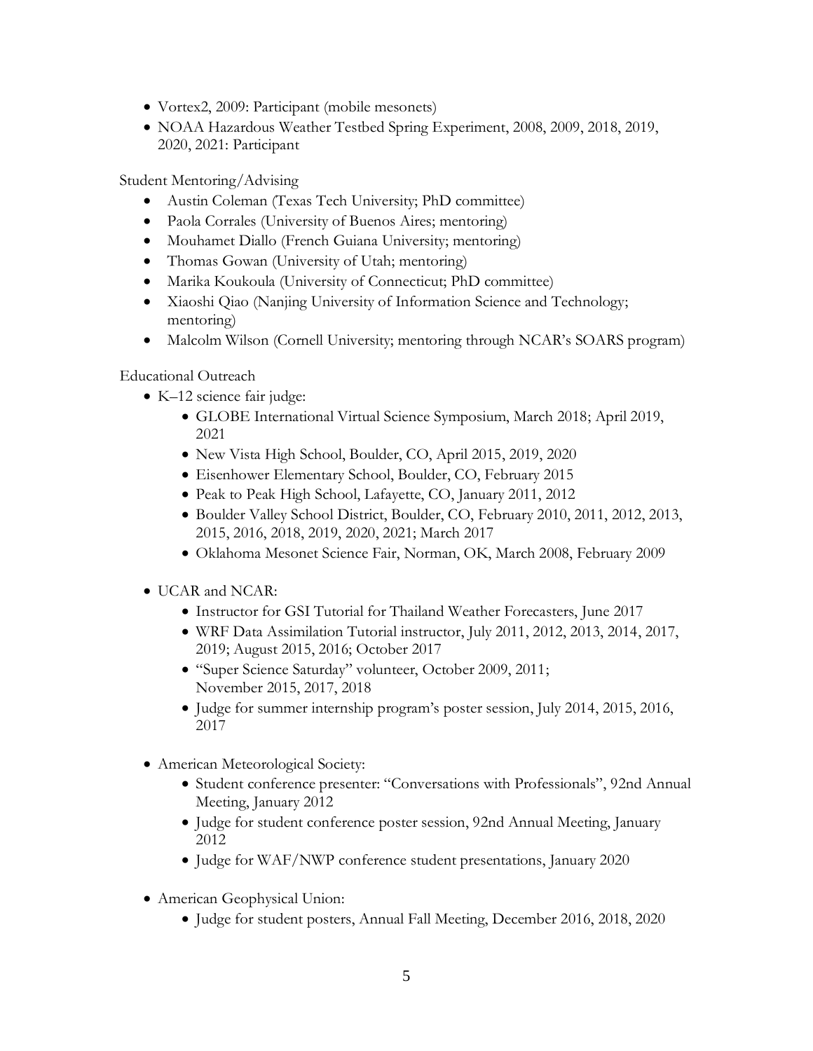- Vortex2, 2009: Participant (mobile mesonets)
- NOAA Hazardous Weather Testbed Spring Experiment, 2008, 2009, 2018, 2019, 2020, 2021: Participant

Student Mentoring/Advising

- Austin Coleman (Texas Tech University; PhD committee)
- Paola Corrales (University of Buenos Aires; mentoring)
- Mouhamet Diallo (French Guiana University; mentoring)
- Thomas Gowan (University of Utah; mentoring)
- Marika Koukoula (University of Connecticut; PhD committee)
- Xiaoshi Qiao (Nanjing University of Information Science and Technology; mentoring)
- Malcolm Wilson (Cornell University; mentoring through NCAR's SOARS program)

Educational Outreach

- K–12 science fair judge:
  - GLOBE International Virtual Science Symposium, March 2018; April 2019, 2021
  - New Vista High School, Boulder, CO, April 2015, 2019, 2020
  - Eisenhower Elementary School, Boulder, CO, February 2015
  - Peak to Peak High School, Lafayette, CO, January 2011, 2012
  - Boulder Valley School District, Boulder, CO, February 2010, 2011, 2012, 2013, 2015, 2016, 2018, 2019, 2020, 2021; March 2017
  - Oklahoma Mesonet Science Fair, Norman, OK, March 2008, February 2009

- UCAR and NCAR:
  - Instructor for GSI Tutorial for Thailand Weather Forecasters, June 2017
  - WRF Data Assimilation Tutorial instructor, July 2011, 2012, 2013, 2014, 2017, 2019; August 2015, 2016; October 2017
  - "Super Science Saturday" volunteer, October 2009, 2011; November 2015, 2017, 2018
  - Judge for summer internship program's poster session, July 2014, 2015, 2016, 2017

- American Meteorological Society:
  - Student conference presenter: "Conversations with Professionals", 92nd Annual Meeting, January 2012
  - Judge for student conference poster session, 92nd Annual Meeting, January 2012
  - Judge for WAF/NWP conference student presentations, January 2020

- American Geophysical Union:
  - Judge for student posters, Annual Fall Meeting, December 2016, 2018, 2020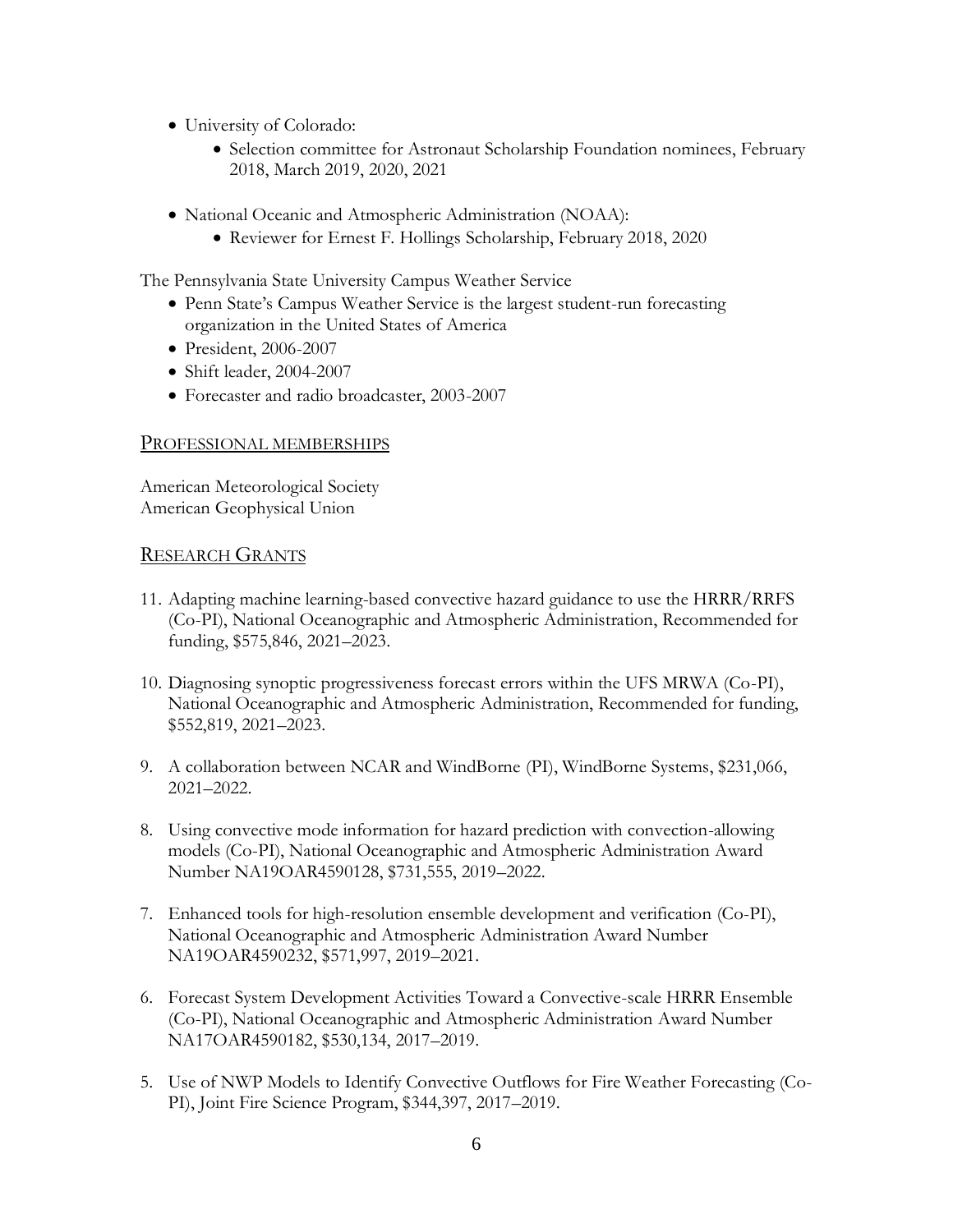- University of Colorado:
  - Selection committee for Astronaut Scholarship Foundation nominees, February 2018, March 2019, 2020, 2021
- National Oceanic and Atmospheric Administration (NOAA):
  - Reviewer for Ernest F. Hollings Scholarship, February 2018, 2020

The Pennsylvania State University Campus Weather Service

- Penn State's Campus Weather Service is the largest student-run forecasting organization in the United States of America
- President, 2006-2007
- Shift leader, 2004-2007
- Forecaster and radio broadcaster, 2003-2007

## Professional memberships

American Meteorological Society
American Geophysical Union

## Research Grants

11. Adapting machine learning-based convective hazard guidance to use the HRRR/RRFS (Co-PI), National Oceanographic and Atmospheric Administration, Recommended for funding, $575,846, 2021–2023.

10. Diagnosing synoptic progressiveness forecast errors within the UFS MRWA (Co-PI), National Oceanographic and Atmospheric Administration, Recommended for funding, $552,819, 2021–2023.

9. A collaboration between NCAR and WindBorne (PI), WindBorne Systems, $231,066, 2021–2022.

8. Using convective mode information for hazard prediction with convection-allowing models (Co-PI), National Oceanographic and Atmospheric Administration Award Number NA19OAR4590128, $731,555, 2019–2022.

7. Enhanced tools for high-resolution ensemble development and verification (Co-PI), National Oceanographic and Atmospheric Administration Award Number NA19OAR4590232, $571,997, 2019–2021.

6. Forecast System Development Activities Toward a Convective-scale HRRR Ensemble (Co-PI), National Oceanographic and Atmospheric Administration Award Number NA17OAR4590182, $530,134, 2017–2019.

5. Use of NWP Models to Identify Convective Outflows for Fire Weather Forecasting (Co-PI), Joint Fire Science Program, $344,397, 2017–2019.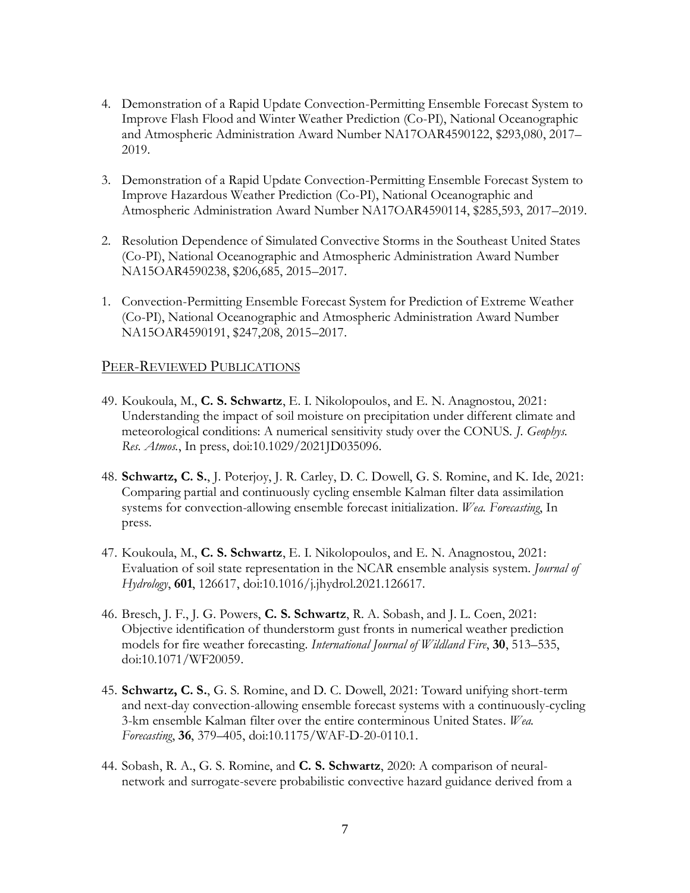4. Demonstration of a Rapid Update Convection-Permitting Ensemble Forecast System to Improve Flash Flood and Winter Weather Prediction (Co-PI), National Oceanographic and Atmospheric Administration Award Number NA17OAR4590122, $293,080, 2017–2019.

3. Demonstration of a Rapid Update Convection-Permitting Ensemble Forecast System to Improve Hazardous Weather Prediction (Co-PI), National Oceanographic and Atmospheric Administration Award Number NA17OAR4590114, $285,593, 2017–2019.

2. Resolution Dependence of Simulated Convective Storms in the Southeast United States (Co-PI), National Oceanographic and Atmospheric Administration Award Number NA15OAR4590238, $206,685, 2015–2017.

1. Convection-Permitting Ensemble Forecast System for Prediction of Extreme Weather (Co-PI), National Oceanographic and Atmospheric Administration Award Number NA15OAR4590191, $247,208, 2015–2017.

## Peer-Reviewed Publications

49. Koukoula, M., **C. S. Schwartz**, E. I. Nikolopoulos, and E. N. Anagnostou, 2021: Understanding the impact of soil moisture on precipitation under different climate and meteorological conditions: A numerical sensitivity study over the CONUS. *J. Geophys. Res. Atmos.*, In press, doi:10.1029/2021JD035096.

48. **Schwartz, C. S.**, J. Poterjoy, J. R. Carley, D. C. Dowell, G. S. Romine, and K. Ide, 2021: Comparing partial and continuously cycling ensemble Kalman filter data assimilation systems for convection-allowing ensemble forecast initialization. *Wea. Forecasting*, In press.

47. Koukoula, M., **C. S. Schwartz**, E. I. Nikolopoulos, and E. N. Anagnostou, 2021: Evaluation of soil state representation in the NCAR ensemble analysis system. *Journal of Hydrology*, **601**, 126617, doi:10.1016/j.jhydrol.2021.126617.

46. Bresch, J. F., J. G. Powers, **C. S. Schwartz**, R. A. Sobash, and J. L. Coen, 2021: Objective identification of thunderstorm gust fronts in numerical weather prediction models for fire weather forecasting. *International Journal of Wildland Fire*, **30**, 513–535, doi:10.1071/WF20059.

45. **Schwartz, C. S.**, G. S. Romine, and D. C. Dowell, 2021: Toward unifying short-term and next-day convection-allowing ensemble forecast systems with a continuously-cycling 3-km ensemble Kalman filter over the entire conterminous United States. *Wea. Forecasting*, **36**, 379–405, doi:10.1175/WAF-D-20-0110.1.

44. Sobash, R. A., G. S. Romine, and **C. S. Schwartz**, 2020: A comparison of neural-network and surrogate-severe probabilistic convective hazard guidance derived from a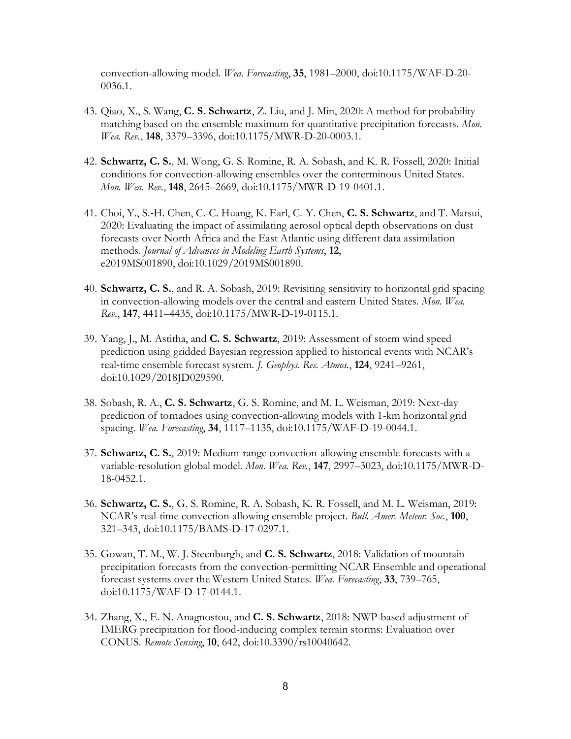convection-allowing model. *Wea. Forecasting*, **35**, 1981–2000, doi:10.1175/WAF-D-20-0036.1.

43. Qiao, X., S. Wang, **C. S. Schwartz**, Z. Liu, and J. Min, 2020: A method for probability matching based on the ensemble maximum for quantitative precipitation forecasts. *Mon. Wea. Rev.*, **148**, 3379–3396, doi:10.1175/MWR-D-20-0003.1.

42. **Schwartz, C. S.**, M. Wong, G. S. Romine, R. A. Sobash, and K. R. Fossell, 2020: Initial conditions for convection-allowing ensembles over the conterminous United States. *Mon. Wea. Rev.*, **148**, 2645–2669, doi:10.1175/MWR-D-19-0401.1.

41. Choi, Y., S.-H. Chen, C.-C. Huang, K. Earl, C.-Y. Chen, **C. S. Schwartz**, and T. Matsui, 2020: Evaluating the impact of assimilating aerosol optical depth observations on dust forecasts over North Africa and the East Atlantic using different data assimilation methods. *Journal of Advances in Modeling Earth Systems*, **12**, e2019MS001890, doi:10.1029/2019MS001890.

40. **Schwartz, C. S.**, and R. A. Sobash, 2019: Revisiting sensitivity to horizontal grid spacing in convection-allowing models over the central and eastern United States. *Mon. Wea. Rev.*, **147**, 4411–4435, doi:10.1175/MWR-D-19-0115.1.

39. Yang, J., M. Astitha, and **C. S. Schwartz**, 2019: Assessment of storm wind speed prediction using gridded Bayesian regression applied to historical events with NCAR's real-time ensemble forecast system. *J. Geophys. Res. Atmos.*, **124**, 9241–9261, doi:10.1029/2018JD029590.

38. Sobash, R. A., **C. S. Schwartz**, G. S. Romine, and M. L. Weisman, 2019: Next-day prediction of tornadoes using convection-allowing models with 1-km horizontal grid spacing. *Wea. Forecasting*, **34**, 1117–1135, doi:10.1175/WAF-D-19-0044.1.

37. **Schwartz, C. S.**, 2019: Medium-range convection-allowing ensemble forecasts with a variable-resolution global model. *Mon. Wea. Rev.*, **147**, 2997–3023, doi:10.1175/MWR-D-18-0452.1.

36. **Schwartz, C. S.**, G. S. Romine, R. A. Sobash, K. R. Fossell, and M. L. Weisman, 2019: NCAR's real-time convection-allowing ensemble project. *Bull. Amer. Meteor. Soc.*, **100**, 321–343, doi:10.1175/BAMS-D-17-0297.1.

35. Gowan, T. M., W. J. Steenburgh, and **C. S. Schwartz**, 2018: Validation of mountain precipitation forecasts from the convection-permitting NCAR Ensemble and operational forecast systems over the Western United States. *Wea. Forecasting*, **33**, 739–765, doi:10.1175/WAF-D-17-0144.1.

34. Zhang, X., E. N. Anagnostou, and **C. S. Schwartz**, 2018: NWP-based adjustment of IMERG precipitation for flood-inducing complex terrain storms: Evaluation over CONUS. *Remote Sensing*, **10**, 642, doi:10.3390/rs10040642.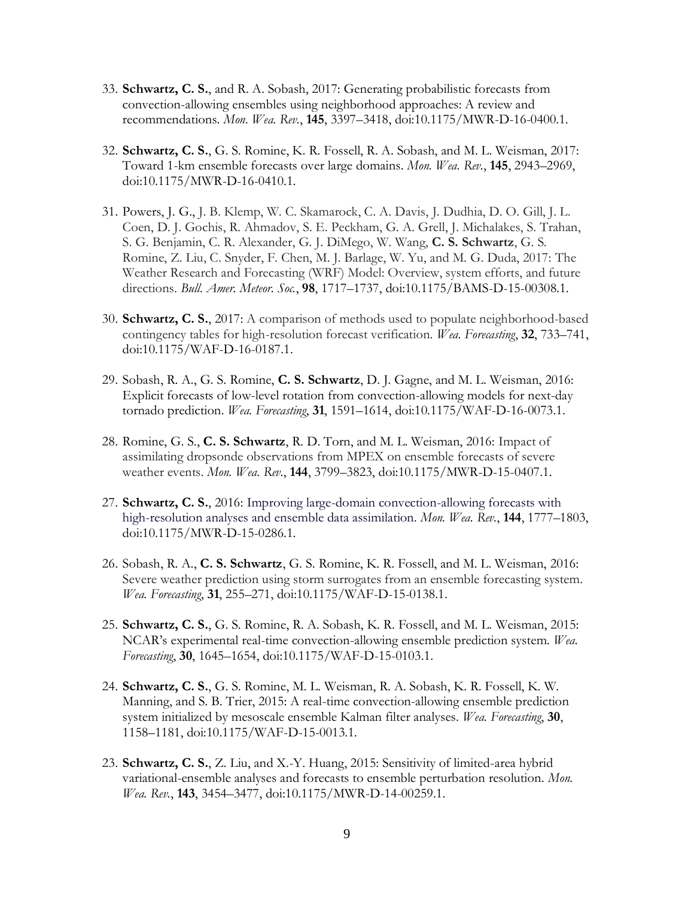33. **Schwartz, C. S.**, and R. A. Sobash, 2017: Generating probabilistic forecasts from convection-allowing ensembles using neighborhood approaches: A review and recommendations. *Mon. Wea. Rev.*, **145**, 3397–3418, doi:10.1175/MWR-D-16-0400.1.

32. **Schwartz, C. S.**, G. S. Romine, K. R. Fossell, R. A. Sobash, and M. L. Weisman, 2017: Toward 1-km ensemble forecasts over large domains. *Mon. Wea. Rev.*, **145**, 2943–2969, doi:10.1175/MWR-D-16-0410.1.

31. Powers, J. G., J. B. Klemp, W. C. Skamarock, C. A. Davis, J. Dudhia, D. O. Gill, J. L. Coen, D. J. Gochis, R. Ahmadov, S. E. Peckham, G. A. Grell, J. Michalakes, S. Trahan, S. G. Benjamin, C. R. Alexander, G. J. DiMego, W. Wang, **C. S. Schwartz**, G. S. Romine, Z. Liu, C. Snyder, F. Chen, M. J. Barlage, W. Yu, and M. G. Duda, 2017: The Weather Research and Forecasting (WRF) Model: Overview, system efforts, and future directions. *Bull. Amer. Meteor. Soc.*, **98**, 1717–1737, doi:10.1175/BAMS-D-15-00308.1.

30. **Schwartz, C. S.**, 2017: A comparison of methods used to populate neighborhood-based contingency tables for high-resolution forecast verification. *Wea. Forecasting*, **32**, 733–741, doi:10.1175/WAF-D-16-0187.1.

29. Sobash, R. A., G. S. Romine, **C. S. Schwartz**, D. J. Gagne, and M. L. Weisman, 2016: Explicit forecasts of low-level rotation from convection-allowing models for next-day tornado prediction. *Wea. Forecasting*, **31**, 1591–1614, doi:10.1175/WAF-D-16-0073.1.

28. Romine, G. S., **C. S. Schwartz**, R. D. Torn, and M. L. Weisman, 2016: Impact of assimilating dropsonde observations from MPEX on ensemble forecasts of severe weather events. *Mon. Wea. Rev.*, **144**, 3799–3823, doi:10.1175/MWR-D-15-0407.1.

27. **Schwartz, C. S.**, 2016: Improving large-domain convection-allowing forecasts with high-resolution analyses and ensemble data assimilation. *Mon. Wea. Rev.*, **144**, 1777–1803, doi:10.1175/MWR-D-15-0286.1.

26. Sobash, R. A., **C. S. Schwartz**, G. S. Romine, K. R. Fossell, and M. L. Weisman, 2016: Severe weather prediction using storm surrogates from an ensemble forecasting system. *Wea. Forecasting*, **31**, 255–271, doi:10.1175/WAF-D-15-0138.1.

25. **Schwartz, C. S.**, G. S. Romine, R. A. Sobash, K. R. Fossell, and M. L. Weisman, 2015: NCAR's experimental real-time convection-allowing ensemble prediction system. *Wea. Forecasting*, **30**, 1645–1654, doi:10.1175/WAF-D-15-0103.1.

24. **Schwartz, C. S.**, G. S. Romine, M. L. Weisman, R. A. Sobash, K. R. Fossell, K. W. Manning, and S. B. Trier, 2015: A real-time convection-allowing ensemble prediction system initialized by mesoscale ensemble Kalman filter analyses. *Wea. Forecasting*, **30**, 1158–1181, doi:10.1175/WAF-D-15-0013.1.

23. **Schwartz, C. S.**, Z. Liu, and X.-Y. Huang, 2015: Sensitivity of limited-area hybrid variational-ensemble analyses and forecasts to ensemble perturbation resolution. *Mon. Wea. Rev.*, **143**, 3454–3477, doi:10.1175/MWR-D-14-00259.1.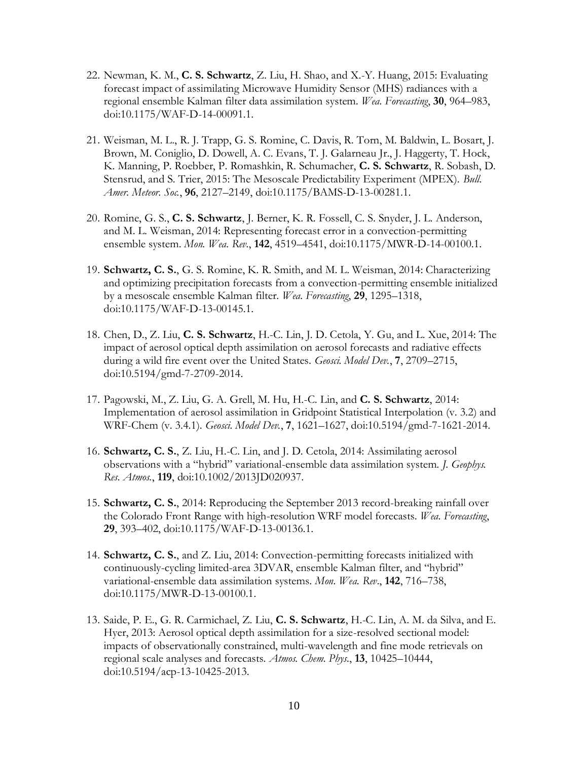22. Newman, K. M., **C. S. Schwartz**, Z. Liu, H. Shao, and X.-Y. Huang, 2015: Evaluating forecast impact of assimilating Microwave Humidity Sensor (MHS) radiances with a regional ensemble Kalman filter data assimilation system. *Wea. Forecasting*, **30**, 964–983, doi:10.1175/WAF-D-14-00091.1.

21. Weisman, M. L., R. J. Trapp, G. S. Romine, C. Davis, R. Torn, M. Baldwin, L. Bosart, J. Brown, M. Coniglio, D. Dowell, A. C. Evans, T. J. Galarneau Jr., J. Haggerty, T. Hock, K. Manning, P. Roebber, P. Romashkin, R. Schumacher, **C. S. Schwartz**, R. Sobash, D. Stensrud, and S. Trier, 2015: The Mesoscale Predictability Experiment (MPEX). *Bull. Amer. Meteor. Soc.*, **96**, 2127–2149, doi:10.1175/BAMS-D-13-00281.1.

20. Romine, G. S., **C. S. Schwartz**, J. Berner, K. R. Fossell, C. S. Snyder, J. L. Anderson, and M. L. Weisman, 2014: Representing forecast error in a convection-permitting ensemble system. *Mon. Wea. Rev.*, **142**, 4519–4541, doi:10.1175/MWR-D-14-00100.1.

19. **Schwartz, C. S.**, G. S. Romine, K. R. Smith, and M. L. Weisman, 2014: Characterizing and optimizing precipitation forecasts from a convection-permitting ensemble initialized by a mesoscale ensemble Kalman filter. *Wea. Forecasting*, **29**, 1295–1318, doi:10.1175/WAF-D-13-00145.1.

18. Chen, D., Z. Liu, **C. S. Schwartz**, H.-C. Lin, J. D. Cetola, Y. Gu, and L. Xue, 2014: The impact of aerosol optical depth assimilation on aerosol forecasts and radiative effects during a wild fire event over the United States. *Geosci. Model Dev.*, **7**, 2709–2715, doi:10.5194/gmd-7-2709-2014.

17. Pagowski, M., Z. Liu, G. A. Grell, M. Hu, H.-C. Lin, and **C. S. Schwartz**, 2014: Implementation of aerosol assimilation in Gridpoint Statistical Interpolation (v. 3.2) and WRF-Chem (v. 3.4.1). *Geosci. Model Dev.*, **7**, 1621–1627, doi:10.5194/gmd-7-1621-2014.

16. **Schwartz, C. S.**, Z. Liu, H.-C. Lin, and J. D. Cetola, 2014: Assimilating aerosol observations with a "hybrid" variational-ensemble data assimilation system. *J. Geophys. Res. Atmos.*, **119**, doi:10.1002/2013JD020937.

15. **Schwartz, C. S.**, 2014: Reproducing the September 2013 record-breaking rainfall over the Colorado Front Range with high-resolution WRF model forecasts. *Wea. Forecasting*, **29**, 393–402, doi:10.1175/WAF-D-13-00136.1.

14. **Schwartz, C. S.**, and Z. Liu, 2014: Convection-permitting forecasts initialized with continuously-cycling limited-area 3DVAR, ensemble Kalman filter, and "hybrid" variational-ensemble data assimilation systems. *Mon. Wea. Rev.*, **142**, 716–738, doi:10.1175/MWR-D-13-00100.1.

13. Saide, P. E., G. R. Carmichael, Z. Liu, **C. S. Schwartz**, H.-C. Lin, A. M. da Silva, and E. Hyer, 2013: Aerosol optical depth assimilation for a size-resolved sectional model: impacts of observationally constrained, multi-wavelength and fine mode retrievals on regional scale analyses and forecasts. *Atmos. Chem. Phys.*, **13**, 10425–10444, doi:10.5194/acp-13-10425-2013.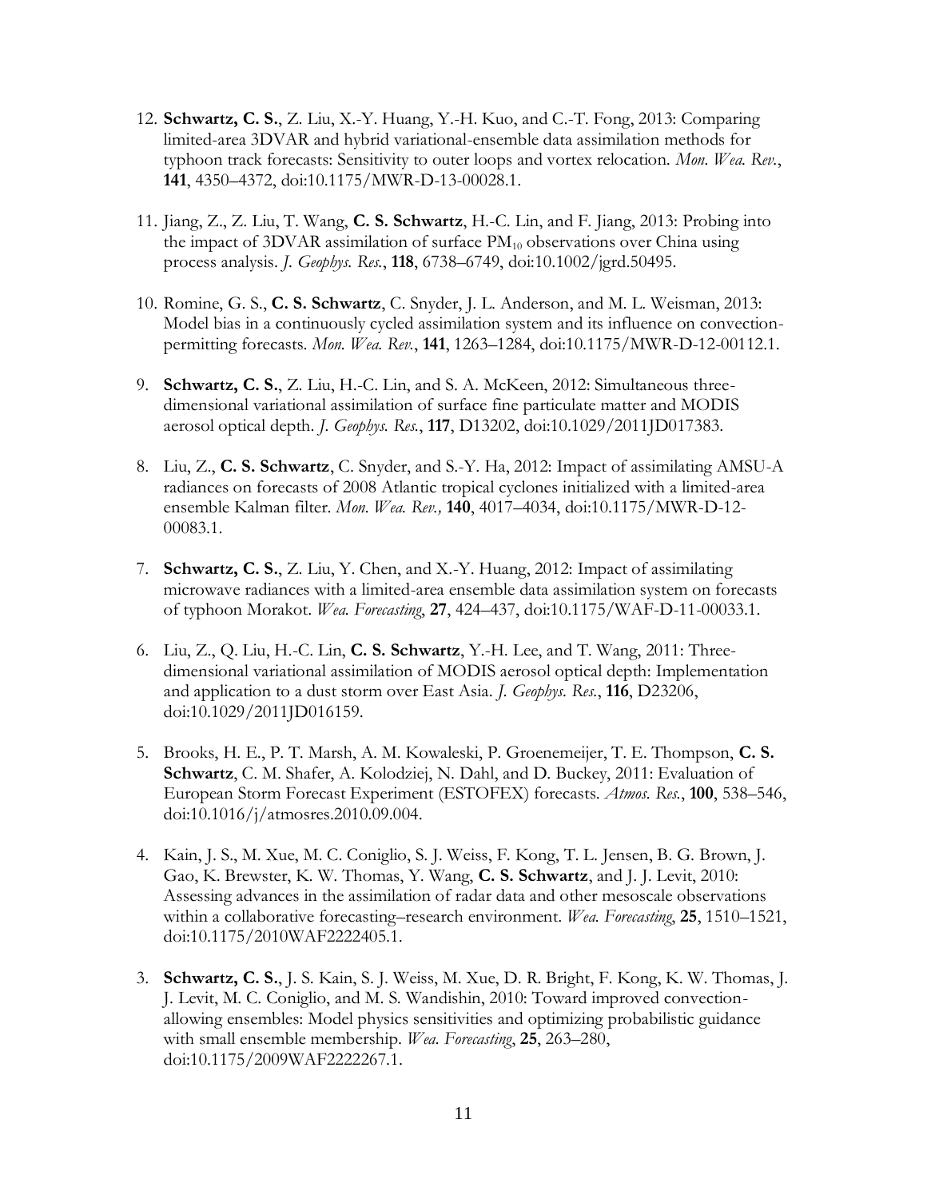12. **Schwartz, C. S.**, Z. Liu, X.-Y. Huang, Y.-H. Kuo, and C.-T. Fong, 2013: Comparing limited-area 3DVAR and hybrid variational-ensemble data assimilation methods for typhoon track forecasts: Sensitivity to outer loops and vortex relocation. *Mon. Wea. Rev.*, **141**, 4350–4372, doi:10.1175/MWR-D-13-00028.1.

11. Jiang, Z., Z. Liu, T. Wang, **C. S. Schwartz**, H.-C. Lin, and F. Jiang, 2013: Probing into the impact of 3DVAR assimilation of surface $PM_{10}$ observations over China using process analysis. *J. Geophys. Res.*, **118**, 6738–6749, doi:10.1002/jgrd.50495.

10. Romine, G. S., **C. S. Schwartz**, C. Snyder, J. L. Anderson, and M. L. Weisman, 2013: Model bias in a continuously cycled assimilation system and its influence on convection-permitting forecasts. *Mon. Wea. Rev.*, **141**, 1263–1284, doi:10.1175/MWR-D-12-00112.1.

9. **Schwartz, C. S.**, Z. Liu, H.-C. Lin, and S. A. McKeen, 2012: Simultaneous three-dimensional variational assimilation of surface fine particulate matter and MODIS aerosol optical depth. *J. Geophys. Res.*, **117**, D13202, doi:10.1029/2011JD017383.

8. Liu, Z., **C. S. Schwartz**, C. Snyder, and S.-Y. Ha, 2012: Impact of assimilating AMSU-A radiances on forecasts of 2008 Atlantic tropical cyclones initialized with a limited-area ensemble Kalman filter. *Mon. Wea. Rev.,* **140**, 4017–4034, doi:10.1175/MWR-D-12-00083.1.

7. **Schwartz, C. S.**, Z. Liu, Y. Chen, and X.-Y. Huang, 2012: Impact of assimilating microwave radiances with a limited-area ensemble data assimilation system on forecasts of typhoon Morakot. *Wea. Forecasting*, **27**, 424–437, doi:10.1175/WAF-D-11-00033.1.

6. Liu, Z., Q. Liu, H.-C. Lin, **C. S. Schwartz**, Y.-H. Lee, and T. Wang, 2011: Three-dimensional variational assimilation of MODIS aerosol optical depth: Implementation and application to a dust storm over East Asia. *J. Geophys. Res.*, **116**, D23206, doi:10.1029/2011JD016159.

5. Brooks, H. E., P. T. Marsh, A. M. Kowaleski, P. Groenemeijer, T. E. Thompson, **C. S. Schwartz**, C. M. Shafer, A. Kolodziej, N. Dahl, and D. Buckey, 2011: Evaluation of European Storm Forecast Experiment (ESTOFEX) forecasts. *Atmos. Res.*, **100**, 538–546, doi:10.1016/j/atmosres.2010.09.004.

4. Kain, J. S., M. Xue, M. C. Coniglio, S. J. Weiss, F. Kong, T. L. Jensen, B. G. Brown, J. Gao, K. Brewster, K. W. Thomas, Y. Wang, **C. S. Schwartz**, and J. J. Levit, 2010: Assessing advances in the assimilation of radar data and other mesoscale observations within a collaborative forecasting–research environment. *Wea. Forecasting*, **25**, 1510–1521, doi:10.1175/2010WAF2222405.1.

3. **Schwartz, C. S.**, J. S. Kain, S. J. Weiss, M. Xue, D. R. Bright, F. Kong, K. W. Thomas, J. J. Levit, M. C. Coniglio, and M. S. Wandishin, 2010: Toward improved convection-allowing ensembles: Model physics sensitivities and optimizing probabilistic guidance with small ensemble membership. *Wea. Forecasting*, **25**, 263–280, doi:10.1175/2009WAF2222267.1.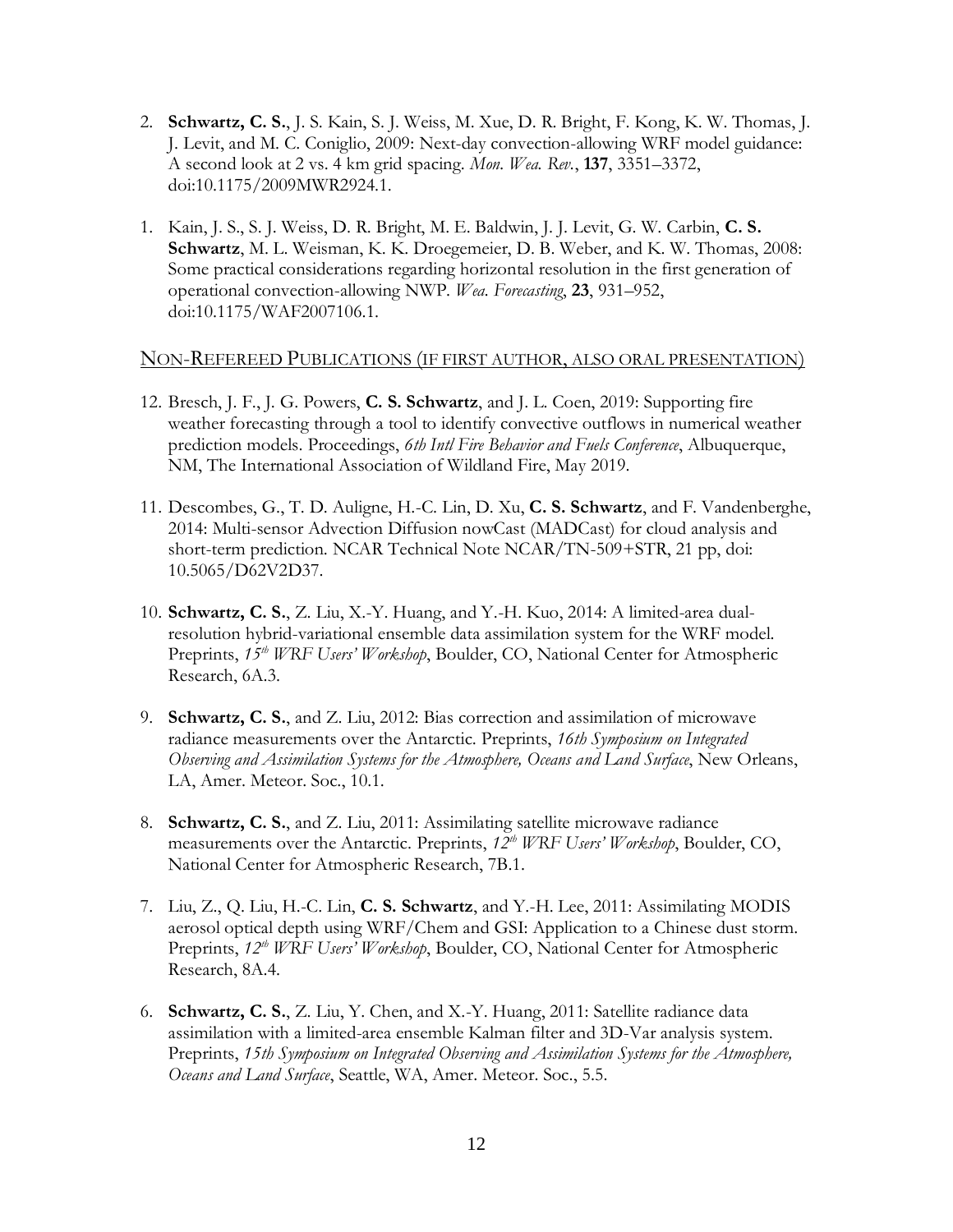2. **Schwartz, C. S.**, J. S. Kain, S. J. Weiss, M. Xue, D. R. Bright, F. Kong, K. W. Thomas, J. J. Levit, and M. C. Coniglio, 2009: Next-day convection-allowing WRF model guidance: A second look at 2 vs. 4 km grid spacing. *Mon. Wea. Rev.*, **137**, 3351–3372, doi:10.1175/2009MWR2924.1.

1. Kain, J. S., S. J. Weiss, D. R. Bright, M. E. Baldwin, J. J. Levit, G. W. Carbin, **C. S. Schwartz**, M. L. Weisman, K. K. Droegemeier, D. B. Weber, and K. W. Thomas, 2008: Some practical considerations regarding horizontal resolution in the first generation of operational convection-allowing NWP. *Wea. Forecasting*, **23**, 931–952, doi:10.1175/WAF2007106.1.

## Non-Refereed Publications (if first author, also oral presentation)

12. Bresch, J. F., J. G. Powers, **C. S. Schwartz**, and J. L. Coen, 2019: Supporting fire weather forecasting through a tool to identify convective outflows in numerical weather prediction models. Proceedings, *6th Intl Fire Behavior and Fuels Conference*, Albuquerque, NM, The International Association of Wildland Fire, May 2019.

11. Descombes, G., T. D. Auligne, H.-C. Lin, D. Xu, **C. S. Schwartz**, and F. Vandenberghe, 2014: Multi-sensor Advection Diffusion nowCast (MADCast) for cloud analysis and short-term prediction. NCAR Technical Note NCAR/TN-509+STR, 21 pp, doi: 10.5065/D62V2D37.

10. **Schwartz, C. S.**, Z. Liu, X.-Y. Huang, and Y.-H. Kuo, 2014: A limited-area dual-resolution hybrid-variational ensemble data assimilation system for the WRF model. Preprints, *15th WRF Users' Workshop*, Boulder, CO, National Center for Atmospheric Research, 6A.3.

9. **Schwartz, C. S.**, and Z. Liu, 2012: Bias correction and assimilation of microwave radiance measurements over the Antarctic. Preprints, *16th Symposium on Integrated Observing and Assimilation Systems for the Atmosphere, Oceans and Land Surface*, New Orleans, LA, Amer. Meteor. Soc., 10.1.

8. **Schwartz, C. S.**, and Z. Liu, 2011: Assimilating satellite microwave radiance measurements over the Antarctic. Preprints, *12th WRF Users' Workshop*, Boulder, CO, National Center for Atmospheric Research, 7B.1.

7. Liu, Z., Q. Liu, H.-C. Lin, **C. S. Schwartz**, and Y.-H. Lee, 2011: Assimilating MODIS aerosol optical depth using WRF/Chem and GSI: Application to a Chinese dust storm. Preprints, *12th WRF Users' Workshop*, Boulder, CO, National Center for Atmospheric Research, 8A.4.

6. **Schwartz, C. S.**, Z. Liu, Y. Chen, and X.-Y. Huang, 2011: Satellite radiance data assimilation with a limited-area ensemble Kalman filter and 3D-Var analysis system. Preprints, *15th Symposium on Integrated Observing and Assimilation Systems for the Atmosphere, Oceans and Land Surface*, Seattle, WA, Amer. Meteor. Soc., 5.5.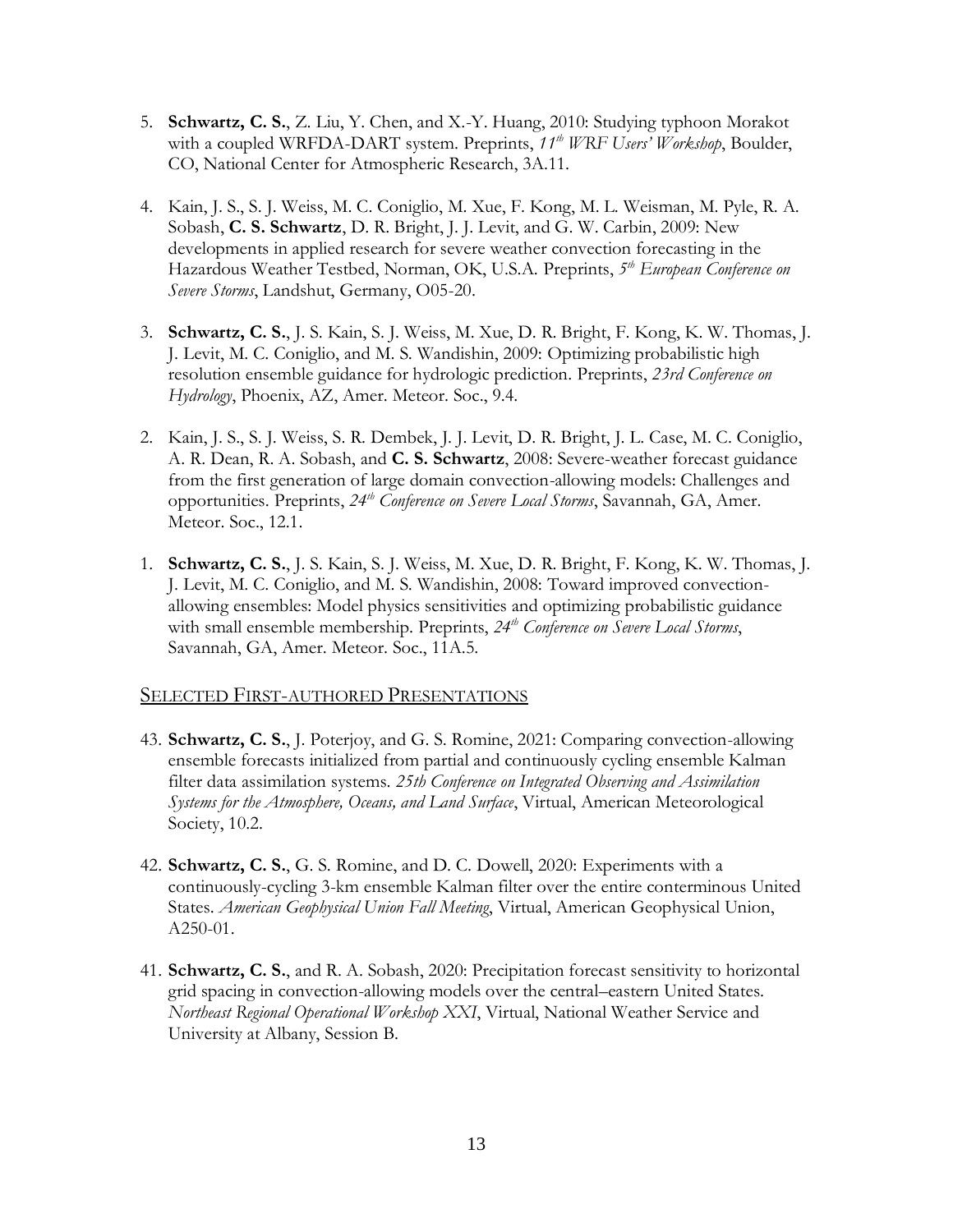5. **Schwartz, C. S.**, Z. Liu, Y. Chen, and X.-Y. Huang, 2010: Studying typhoon Morakot with a coupled WRFDA-DART system. Preprints, *11th WRF Users' Workshop*, Boulder, CO, National Center for Atmospheric Research, 3A.11.

4. Kain, J. S., S. J. Weiss, M. C. Coniglio, M. Xue, F. Kong, M. L. Weisman, M. Pyle, R. A. Sobash, **C. S. Schwartz**, D. R. Bright, J. J. Levit, and G. W. Carbin, 2009: New developments in applied research for severe weather convection forecasting in the Hazardous Weather Testbed, Norman, OK, U.S.A. Preprints, *5th European Conference on Severe Storms*, Landshut, Germany, O05-20.

3. **Schwartz, C. S.**, J. S. Kain, S. J. Weiss, M. Xue, D. R. Bright, F. Kong, K. W. Thomas, J. J. Levit, M. C. Coniglio, and M. S. Wandishin, 2009: Optimizing probabilistic high resolution ensemble guidance for hydrologic prediction. Preprints, *23rd Conference on Hydrology*, Phoenix, AZ, Amer. Meteor. Soc., 9.4.

2. Kain, J. S., S. J. Weiss, S. R. Dembek, J. J. Levit, D. R. Bright, J. L. Case, M. C. Coniglio, A. R. Dean, R. A. Sobash, and **C. S. Schwartz**, 2008: Severe-weather forecast guidance from the first generation of large domain convection-allowing models: Challenges and opportunities. Preprints, *24th Conference on Severe Local Storms*, Savannah, GA, Amer. Meteor. Soc., 12.1.

1. **Schwartz, C. S.**, J. S. Kain, S. J. Weiss, M. Xue, D. R. Bright, F. Kong, K. W. Thomas, J. J. Levit, M. C. Coniglio, and M. S. Wandishin, 2008: Toward improved convection-allowing ensembles: Model physics sensitivities and optimizing probabilistic guidance with small ensemble membership. Preprints, *24th Conference on Severe Local Storms*, Savannah, GA, Amer. Meteor. Soc., 11A.5.

## Selected First-authored Presentations

43. **Schwartz, C. S.**, J. Poterjoy, and G. S. Romine, 2021: Comparing convection-allowing ensemble forecasts initialized from partial and continuously cycling ensemble Kalman filter data assimilation systems. *25th Conference on Integrated Observing and Assimilation Systems for the Atmosphere, Oceans, and Land Surface*, Virtual, American Meteorological Society, 10.2.

42. **Schwartz, C. S.**, G. S. Romine, and D. C. Dowell, 2020: Experiments with a continuously-cycling 3-km ensemble Kalman filter over the entire conterminous United States. *American Geophysical Union Fall Meeting*, Virtual, American Geophysical Union, A250-01.

41. **Schwartz, C. S.**, and R. A. Sobash, 2020: Precipitation forecast sensitivity to horizontal grid spacing in convection-allowing models over the central–eastern United States. *Northeast Regional Operational Workshop XXI*, Virtual, National Weather Service and University at Albany, Session B.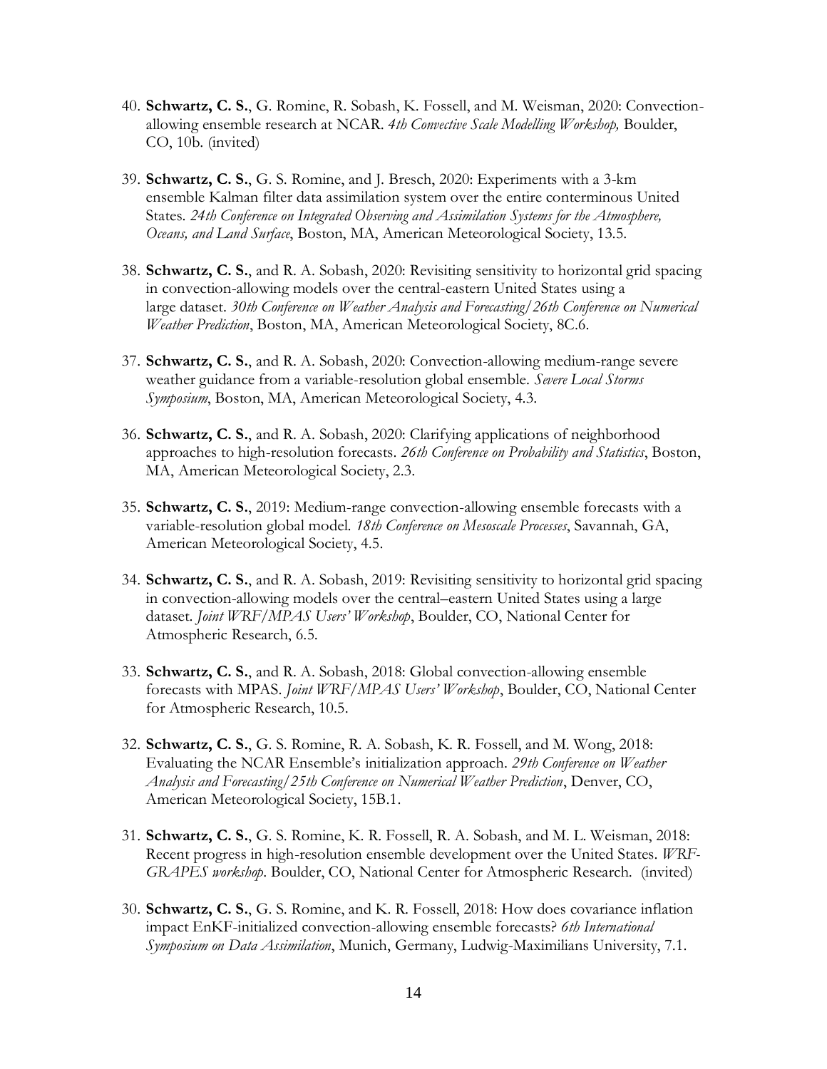40. **Schwartz, C. S.**, G. Romine, R. Sobash, K. Fossell, and M. Weisman, 2020: Convection-allowing ensemble research at NCAR. *4th Convective Scale Modelling Workshop,* Boulder, CO, 10b. (invited)

39. **Schwartz, C. S.**, G. S. Romine, and J. Bresch, 2020: Experiments with a 3-km ensemble Kalman filter data assimilation system over the entire conterminous United States. *24th Conference on Integrated Observing and Assimilation Systems for the Atmosphere, Oceans, and Land Surface*, Boston, MA, American Meteorological Society, 13.5.

38. **Schwartz, C. S.**, and R. A. Sobash, 2020: Revisiting sensitivity to horizontal grid spacing in convection-allowing models over the central-eastern United States using a large dataset. *30th Conference on Weather Analysis and Forecasting/26th Conference on Numerical Weather Prediction*, Boston, MA, American Meteorological Society, 8C.6.

37. **Schwartz, C. S.**, and R. A. Sobash, 2020: Convection-allowing medium-range severe weather guidance from a variable-resolution global ensemble. *Severe Local Storms Symposium*, Boston, MA, American Meteorological Society, 4.3.

36. **Schwartz, C. S.**, and R. A. Sobash, 2020: Clarifying applications of neighborhood approaches to high-resolution forecasts. *26th Conference on Probability and Statistics*, Boston, MA, American Meteorological Society, 2.3.

35. **Schwartz, C. S.**, 2019: Medium-range convection-allowing ensemble forecasts with a variable-resolution global model. *18th Conference on Mesoscale Processes*, Savannah, GA, American Meteorological Society, 4.5.

34. **Schwartz, C. S.**, and R. A. Sobash, 2019: Revisiting sensitivity to horizontal grid spacing in convection-allowing models over the central–eastern United States using a large dataset. *Joint WRF/MPAS Users' Workshop*, Boulder, CO, National Center for Atmospheric Research, 6.5.

33. **Schwartz, C. S.**, and R. A. Sobash, 2018: Global convection-allowing ensemble forecasts with MPAS. *Joint WRF/MPAS Users' Workshop*, Boulder, CO, National Center for Atmospheric Research, 10.5.

32. **Schwartz, C. S.**, G. S. Romine, R. A. Sobash, K. R. Fossell, and M. Wong, 2018: Evaluating the NCAR Ensemble's initialization approach. *29th Conference on Weather Analysis and Forecasting/25th Conference on Numerical Weather Prediction*, Denver, CO, American Meteorological Society, 15B.1.

31. **Schwartz, C. S.**, G. S. Romine, K. R. Fossell, R. A. Sobash, and M. L. Weisman, 2018: Recent progress in high-resolution ensemble development over the United States. *WRF-GRAPES workshop*. Boulder, CO, National Center for Atmospheric Research. (invited)

30. **Schwartz, C. S.**, G. S. Romine, and K. R. Fossell, 2018: How does covariance inflation impact EnKF-initialized convection-allowing ensemble forecasts? *6th International Symposium on Data Assimilation*, Munich, Germany, Ludwig-Maximilians University, 7.1.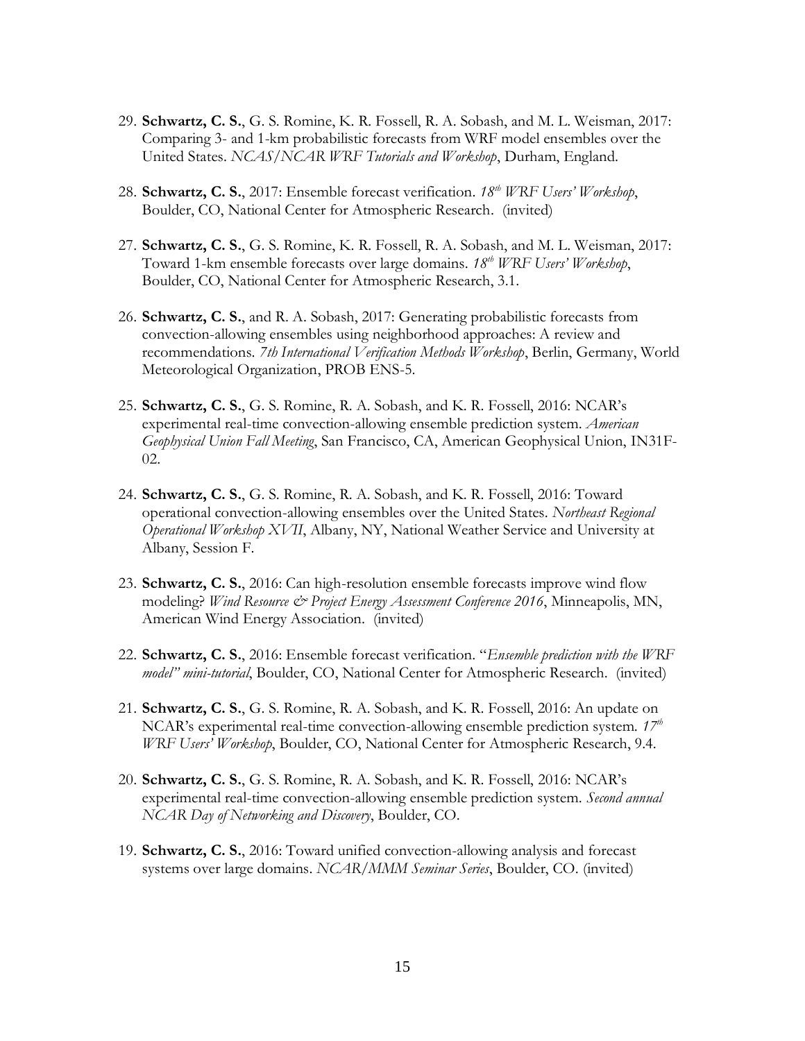29. **Schwartz, C. S.**, G. S. Romine, K. R. Fossell, R. A. Sobash, and M. L. Weisman, 2017: Comparing 3- and 1-km probabilistic forecasts from WRF model ensembles over the United States. *NCAS/NCAR WRF Tutorials and Workshop*, Durham, England.

28. **Schwartz, C. S.**, 2017: Ensemble forecast verification. *18th WRF Users' Workshop*, Boulder, CO, National Center for Atmospheric Research. (invited)

27. **Schwartz, C. S.**, G. S. Romine, K. R. Fossell, R. A. Sobash, and M. L. Weisman, 2017: Toward 1-km ensemble forecasts over large domains. *18th WRF Users' Workshop*, Boulder, CO, National Center for Atmospheric Research, 3.1.

26. **Schwartz, C. S.**, and R. A. Sobash, 2017: Generating probabilistic forecasts from convection-allowing ensembles using neighborhood approaches: A review and recommendations. *7th International Verification Methods Workshop*, Berlin, Germany, World Meteorological Organization, PROB ENS-5.

25. **Schwartz, C. S.**, G. S. Romine, R. A. Sobash, and K. R. Fossell, 2016: NCAR's experimental real-time convection-allowing ensemble prediction system. *American Geophysical Union Fall Meeting*, San Francisco, CA, American Geophysical Union, IN31F-02.

24. **Schwartz, C. S.**, G. S. Romine, R. A. Sobash, and K. R. Fossell, 2016: Toward operational convection-allowing ensembles over the United States. *Northeast Regional Operational Workshop XVII*, Albany, NY, National Weather Service and University at Albany, Session F.

23. **Schwartz, C. S.**, 2016: Can high-resolution ensemble forecasts improve wind flow modeling? *Wind Resource & Project Energy Assessment Conference 2016*, Minneapolis, MN, American Wind Energy Association. (invited)

22. **Schwartz, C. S.**, 2016: Ensemble forecast verification. "*Ensemble prediction with the WRF model" mini-tutorial*, Boulder, CO, National Center for Atmospheric Research. (invited)

21. **Schwartz, C. S.**, G. S. Romine, R. A. Sobash, and K. R. Fossell, 2016: An update on NCAR's experimental real-time convection-allowing ensemble prediction system. *17th WRF Users' Workshop*, Boulder, CO, National Center for Atmospheric Research, 9.4.

20. **Schwartz, C. S.**, G. S. Romine, R. A. Sobash, and K. R. Fossell, 2016: NCAR's experimental real-time convection-allowing ensemble prediction system. *Second annual NCAR Day of Networking and Discovery*, Boulder, CO.

19. **Schwartz, C. S.**, 2016: Toward unified convection-allowing analysis and forecast systems over large domains. *NCAR/MMM Seminar Series*, Boulder, CO. (invited)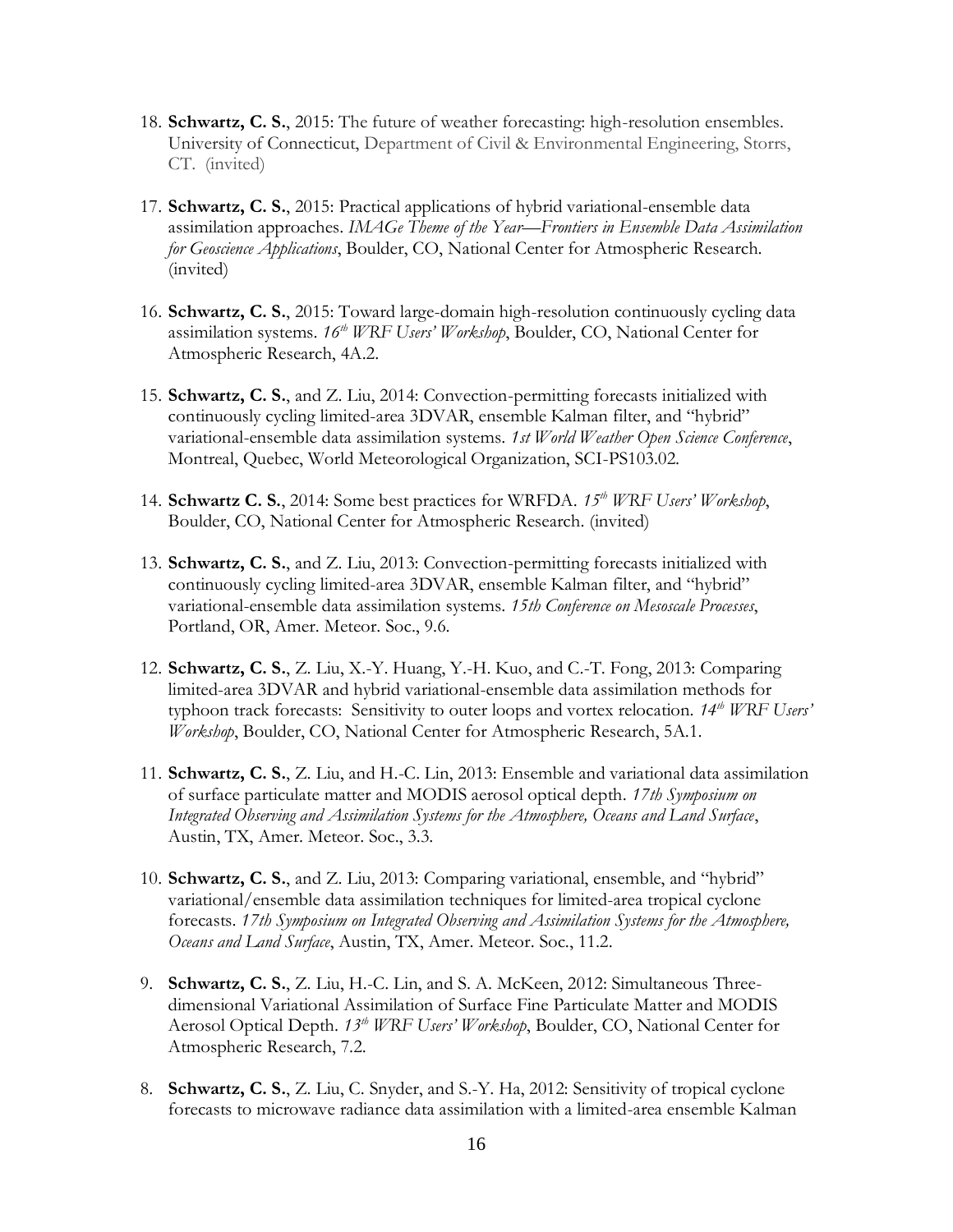18. **Schwartz, C. S.**, 2015: The future of weather forecasting: high-resolution ensembles. University of Connecticut, Department of Civil & Environmental Engineering, Storrs, CT. (invited)

17. **Schwartz, C. S.**, 2015: Practical applications of hybrid variational-ensemble data assimilation approaches. *IMAGe Theme of the Year—Frontiers in Ensemble Data Assimilation for Geoscience Applications*, Boulder, CO, National Center for Atmospheric Research. (invited)

16. **Schwartz, C. S.**, 2015: Toward large-domain high-resolution continuously cycling data assimilation systems. *16th WRF Users' Workshop*, Boulder, CO, National Center for Atmospheric Research, 4A.2.

15. **Schwartz, C. S.**, and Z. Liu, 2014: Convection-permitting forecasts initialized with continuously cycling limited-area 3DVAR, ensemble Kalman filter, and "hybrid" variational-ensemble data assimilation systems. *1st World Weather Open Science Conference*, Montreal, Quebec, World Meteorological Organization, SCI-PS103.02.

14. **Schwartz C. S.**, 2014: Some best practices for WRFDA. *15th WRF Users' Workshop*, Boulder, CO, National Center for Atmospheric Research. (invited)

13. **Schwartz, C. S.**, and Z. Liu, 2013: Convection-permitting forecasts initialized with continuously cycling limited-area 3DVAR, ensemble Kalman filter, and "hybrid" variational-ensemble data assimilation systems. *15th Conference on Mesoscale Processes*, Portland, OR, Amer. Meteor. Soc., 9.6.

12. **Schwartz, C. S.**, Z. Liu, X.-Y. Huang, Y.-H. Kuo, and C.-T. Fong, 2013: Comparing limited-area 3DVAR and hybrid variational-ensemble data assimilation methods for typhoon track forecasts: Sensitivity to outer loops and vortex relocation. *14th WRF Users' Workshop*, Boulder, CO, National Center for Atmospheric Research, 5A.1.

11. **Schwartz, C. S.**, Z. Liu, and H.-C. Lin, 2013: Ensemble and variational data assimilation of surface particulate matter and MODIS aerosol optical depth. *17th Symposium on Integrated Observing and Assimilation Systems for the Atmosphere, Oceans and Land Surface*, Austin, TX, Amer. Meteor. Soc., 3.3.

10. **Schwartz, C. S.**, and Z. Liu, 2013: Comparing variational, ensemble, and "hybrid" variational/ensemble data assimilation techniques for limited-area tropical cyclone forecasts. *17th Symposium on Integrated Observing and Assimilation Systems for the Atmosphere, Oceans and Land Surface*, Austin, TX, Amer. Meteor. Soc., 11.2.

9. **Schwartz, C. S.**, Z. Liu, H.-C. Lin, and S. A. McKeen, 2012: Simultaneous Three-dimensional Variational Assimilation of Surface Fine Particulate Matter and MODIS Aerosol Optical Depth. *13th WRF Users' Workshop*, Boulder, CO, National Center for Atmospheric Research, 7.2.

8. **Schwartz, C. S.**, Z. Liu, C. Snyder, and S.-Y. Ha, 2012: Sensitivity of tropical cyclone forecasts to microwave radiance data assimilation with a limited-area ensemble Kalman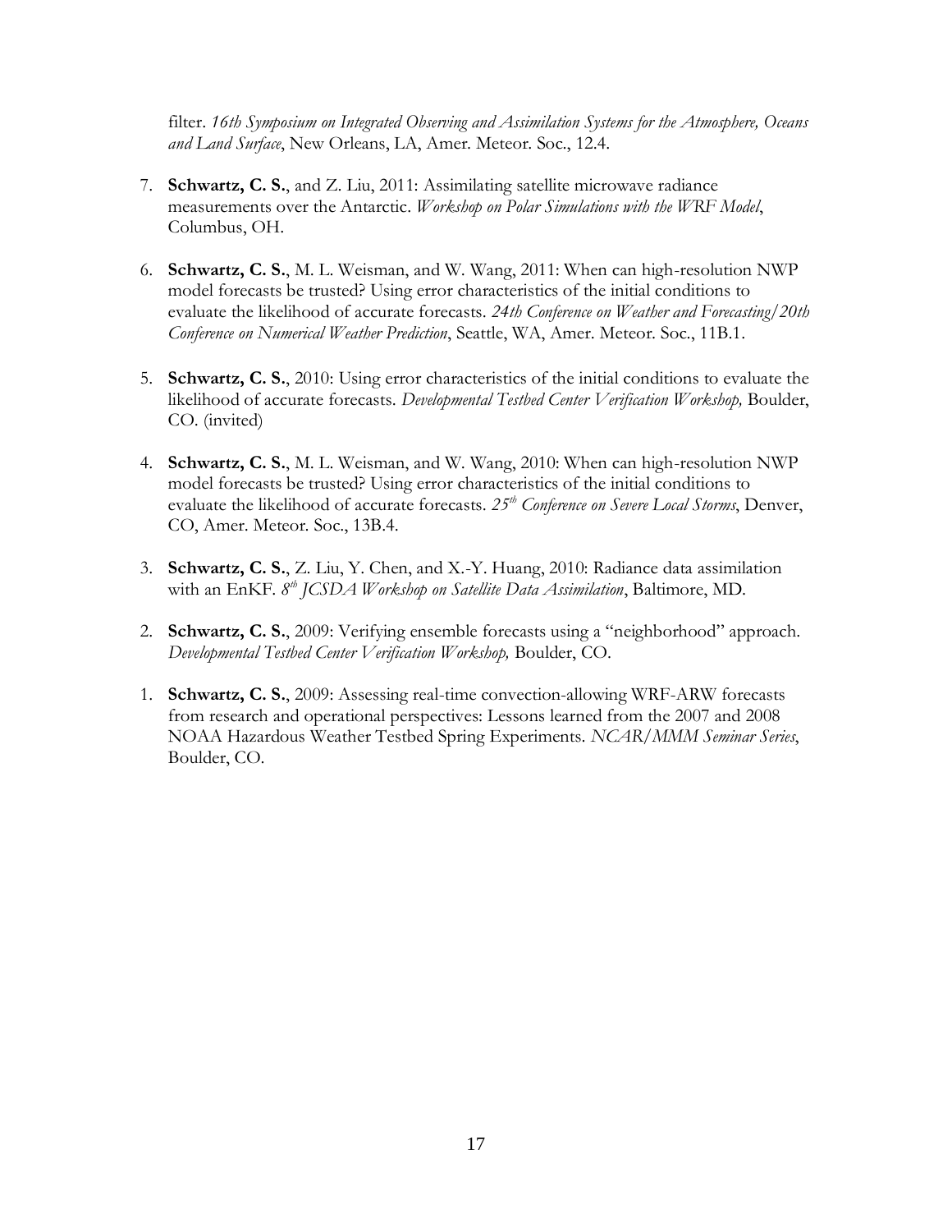filter. *16th Symposium on Integrated Observing and Assimilation Systems for the Atmosphere, Oceans and Land Surface*, New Orleans, LA, Amer. Meteor. Soc., 12.4.

7. **Schwartz, C. S.**, and Z. Liu, 2011: Assimilating satellite microwave radiance measurements over the Antarctic. *Workshop on Polar Simulations with the WRF Model*, Columbus, OH.

6. **Schwartz, C. S.**, M. L. Weisman, and W. Wang, 2011: When can high-resolution NWP model forecasts be trusted? Using error characteristics of the initial conditions to evaluate the likelihood of accurate forecasts. *24th Conference on Weather and Forecasting/20th Conference on Numerical Weather Prediction*, Seattle, WA, Amer. Meteor. Soc., 11B.1.

5. **Schwartz, C. S.**, 2010: Using error characteristics of the initial conditions to evaluate the likelihood of accurate forecasts. *Developmental Testbed Center Verification Workshop,* Boulder, CO. (invited)

4. **Schwartz, C. S.**, M. L. Weisman, and W. Wang, 2010: When can high-resolution NWP model forecasts be trusted? Using error characteristics of the initial conditions to evaluate the likelihood of accurate forecasts. *25th Conference on Severe Local Storms*, Denver, CO, Amer. Meteor. Soc., 13B.4.

3. **Schwartz, C. S.**, Z. Liu, Y. Chen, and X.-Y. Huang, 2010: Radiance data assimilation with an EnKF. *8th JCSDA Workshop on Satellite Data Assimilation*, Baltimore, MD.

2. **Schwartz, C. S.**, 2009: Verifying ensemble forecasts using a "neighborhood" approach. *Developmental Testbed Center Verification Workshop,* Boulder, CO.

1. **Schwartz, C. S.**, 2009: Assessing real-time convection-allowing WRF-ARW forecasts from research and operational perspectives: Lessons learned from the 2007 and 2008 NOAA Hazardous Weather Testbed Spring Experiments. *NCAR/MMM Seminar Series*, Boulder, CO.